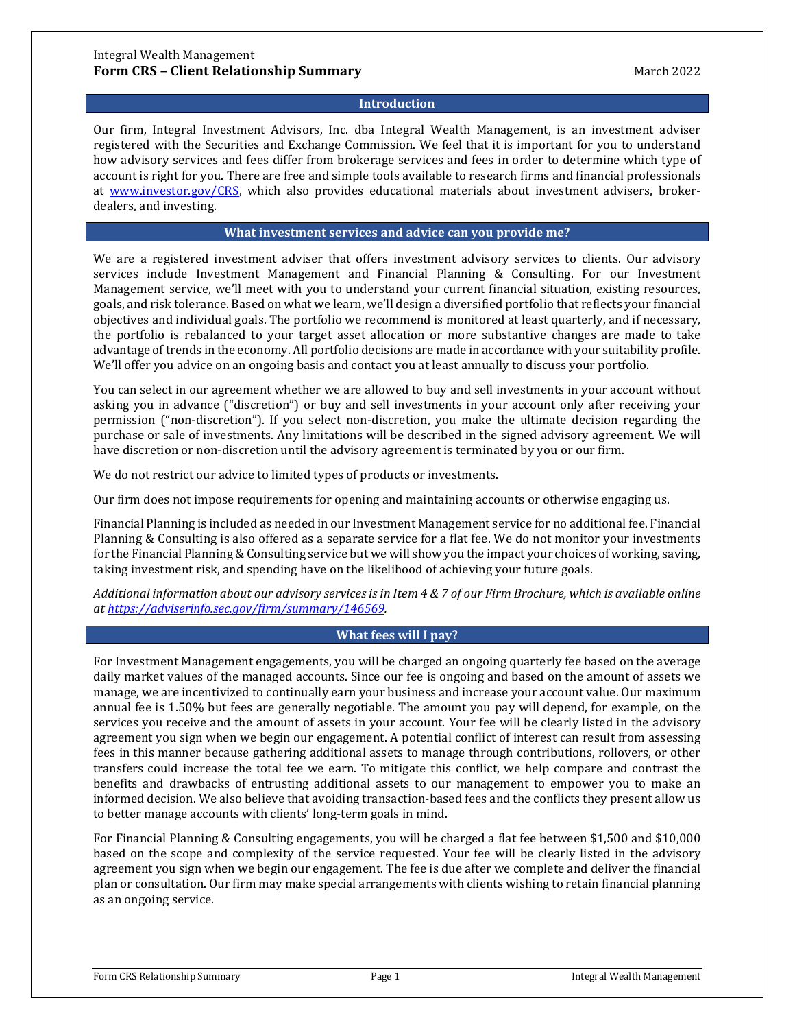Integral Wealth Management

# Form CRS – Client Relationship Summary

March 2022

## Introduction

Our firm, Integral Investment Advisors, Inc. dba Integral Wealth Management, is an investment adviser registered with the Securities and Exchange Commission. We feel that it is important for you to understand how advisory services and fees differ from brokerage services and fees in order to determine which type of account is right for you. There are free and simple tools available to research firms and financial professionals at [www.investor.gov/CRS](www.investor.gov/CRS), which also provides educational materials about investment advisers, broker-dealers, and investing.

## What investment services and advice can you provide me?

We are a registered investment adviser that offers investment advisory services to clients. Our advisory services include Investment Management and Financial Planning & Consulting. For our Investment Management service, we'll meet with you to understand your current financial situation, existing resources, goals, and risk tolerance. Based on what we learn, we'll design a diversified portfolio that reflects your financial objectives and individual goals. The portfolio we recommend is monitored at least quarterly, and if necessary, the portfolio is rebalanced to your target asset allocation or more substantive changes are made to take advantage of trends in the economy. All portfolio decisions are made in accordance with your suitability profile. We'll offer you advice on an ongoing basis and contact you at least annually to discuss your portfolio.

You can select in our agreement whether we are allowed to buy and sell investments in your account without asking you in advance ("discretion") or buy and sell investments in your account only after receiving your permission ("non-discretion"). If you select non-discretion, you make the ultimate decision regarding the purchase or sale of investments. Any limitations will be described in the signed advisory agreement. We will have discretion or non-discretion until the advisory agreement is terminated by you or our firm.

We do not restrict our advice to limited types of products or investments.

Our firm does not impose requirements for opening and maintaining accounts or otherwise engaging us.

Financial Planning is included as needed in our Investment Management service for no additional fee. Financial Planning & Consulting is also offered as a separate service for a flat fee. We do not monitor your investments for the Financial Planning & Consulting service but we will show you the impact your choices of working, saving, taking investment risk, and spending have on the likelihood of achieving your future goals.

*Additional information about our advisory services is in Item 4 & 7 of our Firm Brochure, which is available online at [https://adviserinfo.sec.gov/firm/summary/146569](https://adviserinfo.sec.gov/firm/summary/146569).*

## What fees will I pay?

For Investment Management engagements, you will be charged an ongoing quarterly fee based on the average daily market values of the managed accounts. Since our fee is ongoing and based on the amount of assets we manage, we are incentivized to continually earn your business and increase your account value. Our maximum annual fee is 1.50% but fees are generally negotiable. The amount you pay will depend, for example, on the services you receive and the amount of assets in your account. Your fee will be clearly listed in the advisory agreement you sign when we begin our engagement. A potential conflict of interest can result from assessing fees in this manner because gathering additional assets to manage through contributions, rollovers, or other transfers could increase the total fee we earn. To mitigate this conflict, we help compare and contrast the benefits and drawbacks of entrusting additional assets to our management to empower you to make an informed decision. We also believe that avoiding transaction-based fees and the conflicts they present allow us to better manage accounts with clients' long-term goals in mind.

For Financial Planning & Consulting engagements, you will be charged a flat fee between $1,500 and $10,000 based on the scope and complexity of the service requested. Your fee will be clearly listed in the advisory agreement you sign when we begin our engagement. The fee is due after we complete and deliver the financial plan or consultation. Our firm may make special arrangements with clients wishing to retain financial planning as an ongoing service.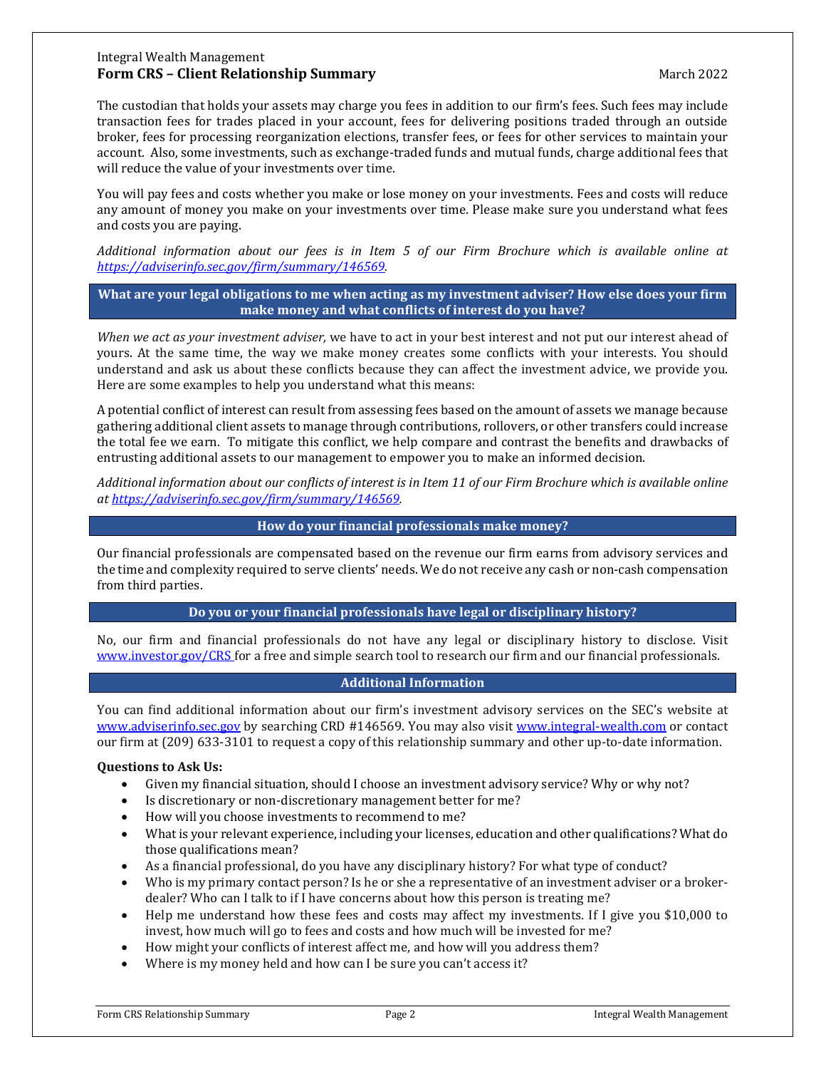The custodian that holds your assets may charge you fees in addition to our firm's fees. Such fees may include transaction fees for trades placed in your account, fees for delivering positions traded through an outside broker, fees for processing reorganization elections, transfer fees, or fees for other services to maintain your account. Also, some investments, such as exchange-traded funds and mutual funds, charge additional fees that will reduce the value of your investments over time.

You will pay fees and costs whether you make or lose money on your investments. Fees and costs will reduce any amount of money you make on your investments over time. Please make sure you understand what fees and costs you are paying.

*Additional information about our fees is in Item 5 of our Firm Brochure which is available online at [https://adviserinfo.sec.gov/firm/summary/146569](https://adviserinfo.sec.gov/firm/summary/146569).*

## What are your legal obligations to me when acting as my investment adviser? How else does your firm make money and what conflicts of interest do you have?

*When we act as your investment adviser,* we have to act in your best interest and not put our interest ahead of yours. At the same time, the way we make money creates some conflicts with your interests. You should understand and ask us about these conflicts because they can affect the investment advice, we provide you. Here are some examples to help you understand what this means:

A potential conflict of interest can result from assessing fees based on the amount of assets we manage because gathering additional client assets to manage through contributions, rollovers, or other transfers could increase the total fee we earn. To mitigate this conflict, we help compare and contrast the benefits and drawbacks of entrusting additional assets to our management to empower you to make an informed decision.

*Additional information about our conflicts of interest is in Item 11 of our Firm Brochure which is available online at [https://adviserinfo.sec.gov/firm/summary/146569](https://adviserinfo.sec.gov/firm/summary/146569).*

## How do your financial professionals make money?

Our financial professionals are compensated based on the revenue our firm earns from advisory services and the time and complexity required to serve clients' needs. We do not receive any cash or non-cash compensation from third parties.

## Do you or your financial professionals have legal or disciplinary history?

No, our firm and financial professionals do not have any legal or disciplinary history to disclose. Visit [www.investor.gov/CRS](www.investor.gov/CRS) for a free and simple search tool to research our firm and our financial professionals.

## Additional Information

You can find additional information about our firm's investment advisory services on the SEC's website at [www.adviserinfo.sec.gov](www.adviserinfo.sec.gov) by searching CRD #146569. You may also visit [www.integral-wealth.com](www.integral-wealth.com) or contact our firm at (209) 633-3101 to request a copy of this relationship summary and other up-to-date information.

**Questions to Ask Us:**

- Given my financial situation, should I choose an investment advisory service? Why or why not?
- Is discretionary or non-discretionary management better for me?
- How will you choose investments to recommend to me?
- What is your relevant experience, including your licenses, education and other qualifications? What do those qualifications mean?
- As a financial professional, do you have any disciplinary history? For what type of conduct?
- Who is my primary contact person? Is he or she a representative of an investment adviser or a broker-dealer? Who can I talk to if I have concerns about how this person is treating me?
- Help me understand how these fees and costs may affect my investments. If I give you $10,000 to invest, how much will go to fees and costs and how much will be invested for me?
- How might your conflicts of interest affect me, and how will you address them?
- Where is my money held and how can I be sure you can't access it?